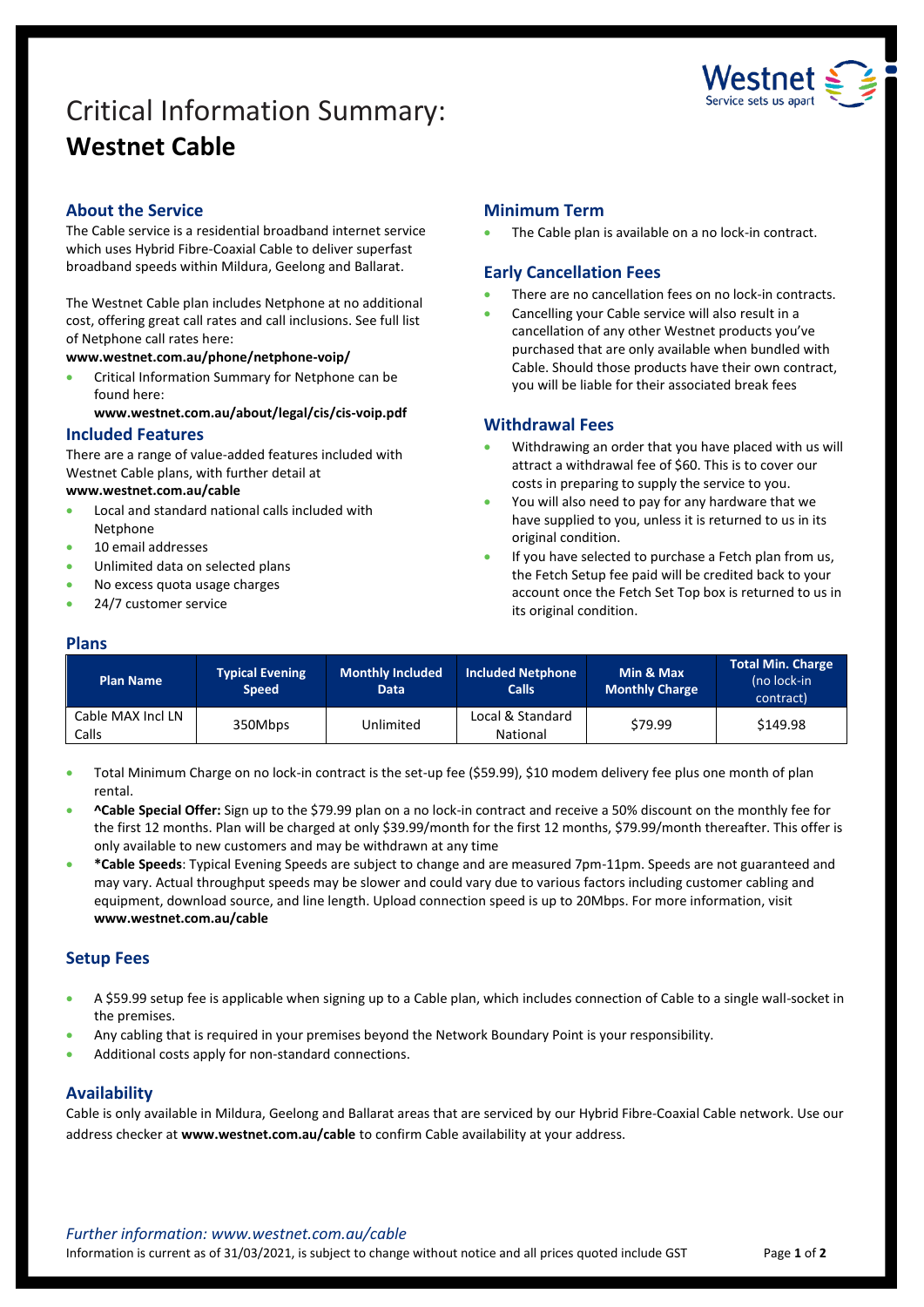# Critical Information Summary: **Westnet Cable**

## About the Service

The Cable service is a residential broadband internet service which uses Hybrid Fibre-Coaxial Cable to deliver superfast broadband speeds within Mildura, Geelong and Ballarat.

The Westnet Cable plan includes Netphone at no additional cost, offering great call rates and call inclusions. See full list of Netphone call rates here:

**www.westnet.com.au/phone/netphone-voip/**

- Critical Information Summary for Netphone can be found here:
  **www.westnet.com.au/about/legal/cis/cis-voip.pdf**

## Included Features

There are a range of value-added features included with Westnet Cable plans, with further detail at **www.westnet.com.au/cable**

- Local and standard national calls included with Netphone
- 10 email addresses
- Unlimited data on selected plans
- No excess quota usage charges
- 24/7 customer service

## Minimum Term

- The Cable plan is available on a no lock-in contract.

## Early Cancellation Fees

- There are no cancellation fees on no lock-in contracts.
- Cancelling your Cable service will also result in a cancellation of any other Westnet products you've purchased that are only available when bundled with Cable. Should those products have their own contract, you will be liable for their associated break fees

## Withdrawal Fees

- Withdrawing an order that you have placed with us will attract a withdrawal fee of $60. This is to cover our costs in preparing to supply the service to you.
- You will also need to pay for any hardware that we have supplied to you, unless it is returned to us in its original condition.
- If you have selected to purchase a Fetch plan from us, the Fetch Setup fee paid will be credited back to your account once the Fetch Set Top box is returned to us in its original condition.

## Plans

| Plan Name | Typical Evening Speed | Monthly Included Data | Included Netphone Calls | Min & Max Monthly Charge | Total Min. Charge (no lock-in contract) |
|---|---|---|---|---|---|
| Cable MAX Incl LN Calls | 350Mbps | Unlimited | Local & Standard National | $79.99 | $149.98 |

- Total Minimum Charge on no lock-in contract is the set-up fee ($59.99), $10 modem delivery fee plus one month of plan rental.
- **^Cable Special Offer:** Sign up to the $79.99 plan on a no lock-in contract and receive a 50% discount on the monthly fee for the first 12 months. Plan will be charged at only $39.99/month for the first 12 months, $79.99/month thereafter. This offer is only available to new customers and may be withdrawn at any time
- ***Cable Speeds**: Typical Evening Speeds are subject to change and are measured 7pm-11pm. Speeds are not guaranteed and may vary. Actual throughput speeds may be slower and could vary due to various factors including customer cabling and equipment, download source, and line length. Upload connection speed is up to 20Mbps. For more information, visit **www.westnet.com.au/cable**

## Setup Fees

- A $59.99 setup fee is applicable when signing up to a Cable plan, which includes connection of Cable to a single wall-socket in the premises.
- Any cabling that is required in your premises beyond the Network Boundary Point is your responsibility.
- Additional costs apply for non-standard connections.

## Availability

Cable is only available in Mildura, Geelong and Ballarat areas that are serviced by our Hybrid Fibre-Coaxial Cable network. Use our address checker at **www.westnet.com.au/cable** to confirm Cable availability at your address.

*Further information: www.westnet.com.au/cable*

Information is current as of 31/03/2021, is subject to change without notice and all prices quoted include GST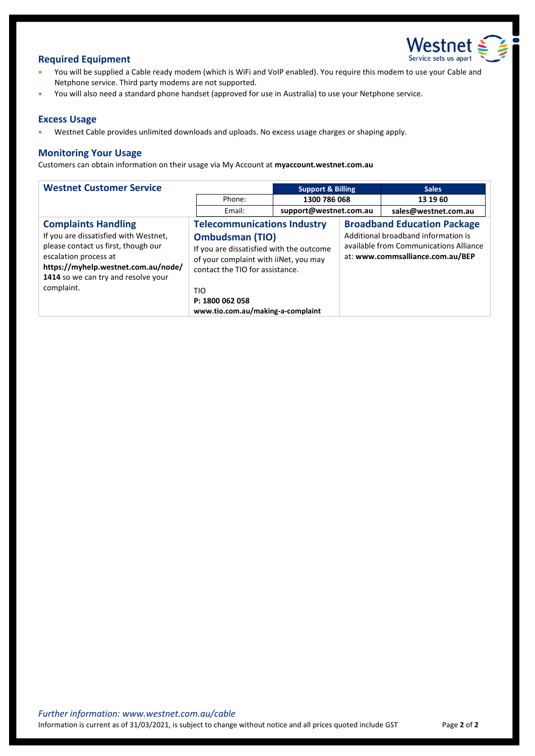## Required Equipment

- You will be supplied a Cable ready modem (which is WiFi and VoIP enabled). You require this modem to use your Cable and Netphone service. Third party modems are not supported.
- You will also need a standard phone handset (approved for use in Australia) to use your Netphone service.

## Excess Usage

- Westnet Cable provides unlimited downloads and uploads. No excess usage charges or shaping apply.

## Monitoring Your Usage

Customers can obtain information on their usage via My Account at **myaccount.westnet.com.au**

## Westnet Customer Service

| | Support & Billing | Sales |
|---|---|---|
| Phone: | **1300 786 068** | **13 19 60** |
| Email: | **support@westnet.com.au** | **sales@westnet.com.au** |

### Complaints Handling

If you are dissatisfied with Westnet, please contact us first, though our escalation process at **https://myhelp.westnet.com.au/node/1414** so we can try and resolve your complaint.

### Telecommunications Industry Ombudsman (TIO)

If you are dissatisfied with the outcome of your complaint with iiNet, you may contact the TIO for assistance.

TIO
**P: 1800 062 058**
**www.tio.com.au/making-a-complaint**

### Broadband Education Package

Additional broadband information is available from Communications Alliance at: **www.commsalliance.com.au/BEP**

*Further information: www.westnet.com.au/cable*

Information is current as of 31/03/2021, is subject to change without notice and all prices quoted include GST